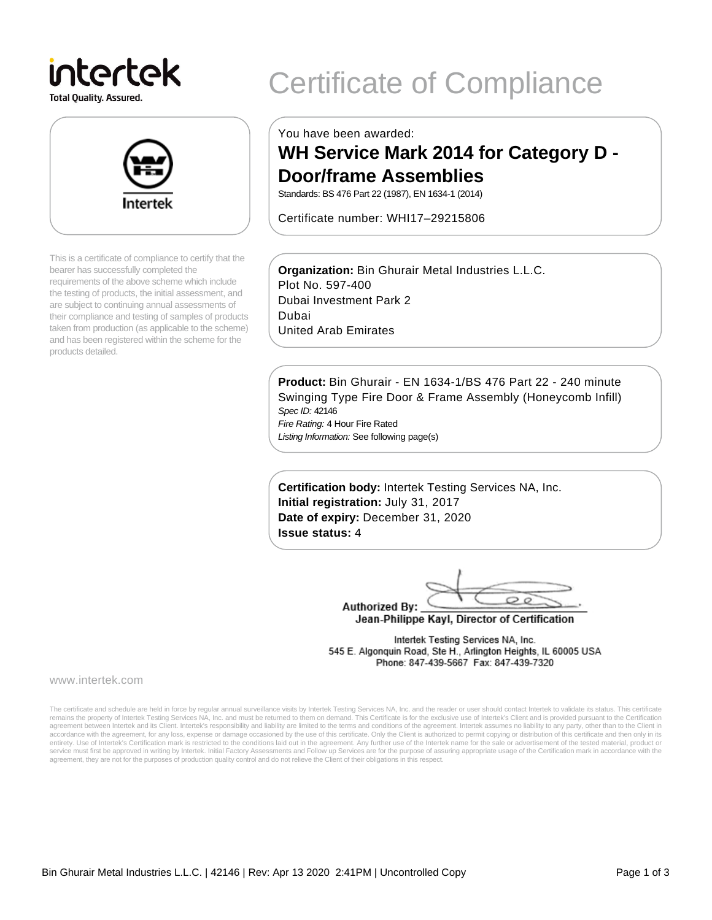intertek
Total Quality. Assured.

# Certificate of Compliance

Intertek

This is a certificate of compliance to certify that the bearer has successfully completed the requirements of the above scheme which include the testing of products, the initial assessment, and are subject to continuing annual assessments of their compliance and testing of samples of products taken from production (as applicable to the scheme) and has been registered within the scheme for the products detailed.

You have been awarded:

## WH Service Mark 2014 for Category D - Door/frame Assemblies

Standards: BS 476 Part 22 (1987), EN 1634-1 (2014)

Certificate number: WHI17–29215806

**Organization:** Bin Ghurair Metal Industries L.L.C.
Plot No. 597-400
Dubai Investment Park 2
Dubai
United Arab Emirates

**Product:** Bin Ghurair - EN 1634-1/BS 476 Part 22 - 240 minute Swinging Type Fire Door & Frame Assembly (Honeycomb Infill)
*Spec ID:* 42146
*Fire Rating:* 4 Hour Fire Rated
*Listing Information:* See following page(s)

**Certification body:** Intertek Testing Services NA, Inc.
**Initial registration:** July 31, 2017
**Date of expiry:** December 31, 2020
**Issue status:** 4

Authorized By:
Jean-Philippe Kayl, Director of Certification

Intertek Testing Services NA, Inc.
545 E. Algonquin Road, Ste H., Arlington Heights, IL 60005 USA
Phone: 847-439-5667 Fax: 847-439-7320

www.intertek.com

The certificate and schedule are held in force by regular annual surveillance visits by Intertek Testing Services NA, Inc. and the reader or user should contact Intertek to validate its status. This certificate remains the property of Intertek Testing Services NA, Inc. and must be returned to them on demand. This Certificate is for the exclusive use of Intertek's Client and is provided pursuant to the Certification agreement between Intertek and its Client. Intertek's responsibility and liability are limited to the terms and conditions of the agreement. Intertek assumes no liability to any party, other than to the Client in accordance with the agreement, for any loss, expense or damage occasioned by the use of this certificate. Only the Client is authorized to permit copying or distribution of this certificate and then only in its entirety. Use of Intertek's Certification mark is restricted to the conditions laid out in the agreement. Any further use of the Intertek name for the sale or advertisement of the tested material, product or service must first be approved in writing by Intertek. Initial Factory Assessments and Follow up Services are for the purpose of assuring appropriate usage of the Certification mark in accordance with the agreement, they are not for the purposes of production quality control and do not relieve the Client of their obligations in this respect.

Bin Ghurair Metal Industries L.L.C. | 42146 | Rev: Apr 13 2020 2:41PM | Uncontrolled Copy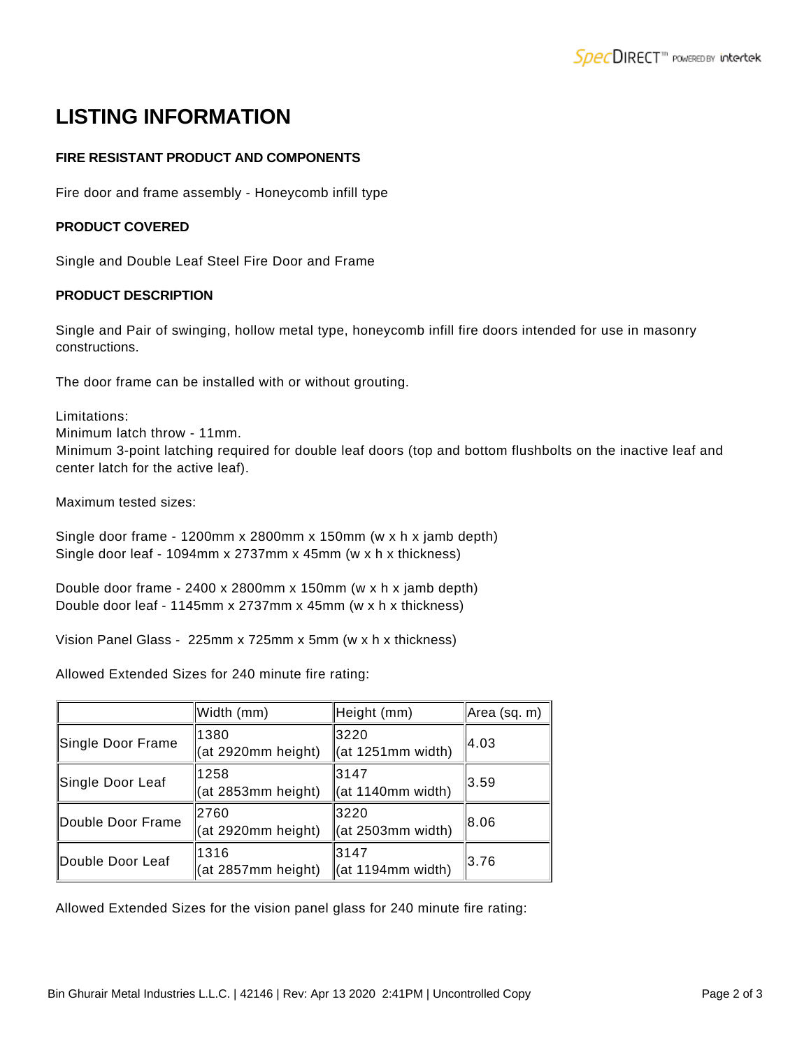# LISTING INFORMATION

### FIRE RESISTANT PRODUCT AND COMPONENTS

Fire door and frame assembly - Honeycomb infill type

### PRODUCT COVERED

Single and Double Leaf Steel Fire Door and Frame

### PRODUCT DESCRIPTION

Single and Pair of swinging, hollow metal type, honeycomb infill fire doors intended for use in masonry constructions.

The door frame can be installed with or without grouting.

Limitations:
Minimum latch throw - 11mm.
Minimum 3-point latching required for double leaf doors (top and bottom flushbolts on the inactive leaf and center latch for the active leaf).

Maximum tested sizes:

Single door frame - 1200mm x 2800mm x 150mm (w x h x jamb depth)
Single door leaf - 1094mm x 2737mm x 45mm (w x h x thickness)

Double door frame - 2400 x 2800mm x 150mm (w x h x jamb depth)
Double door leaf - 1145mm x 2737mm x 45mm (w x h x thickness)

Vision Panel Glass - 225mm x 725mm x 5mm (w x h x thickness)

Allowed Extended Sizes for 240 minute fire rating:

| | Width (mm) | Height (mm) | Area (sq. m) |
|---|---|---|---|
| Single Door Frame | 1380 (at 2920mm height) | 3220 (at 1251mm width) | 4.03 |
| Single Door Leaf | 1258 (at 2853mm height) | 3147 (at 1140mm width) | 3.59 |
| Double Door Frame | 2760 (at 2920mm height) | 3220 (at 2503mm width) | 8.06 |
| Double Door Leaf | 1316 (at 2857mm height) | 3147 (at 1194mm width) | 3.76 |

Allowed Extended Sizes for the vision panel glass for 240 minute fire rating: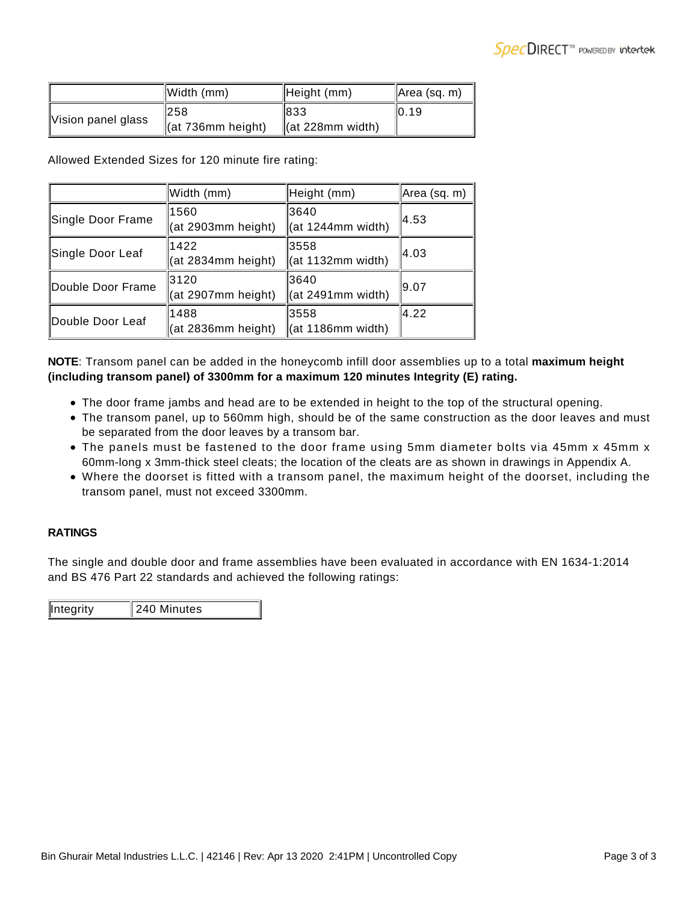| | Width (mm) | Height (mm) | Area (sq. m) |
|---|---|---|---|
| Vision panel glass | 258<br>(at 736mm height) | 833<br>(at 228mm width) | 0.19 |

Allowed Extended Sizes for 120 minute fire rating:

| | Width (mm) | Height (mm) | Area (sq. m) |
|---|---|---|---|
| Single Door Frame | 1560<br>(at 2903mm height) | 3640<br>(at 1244mm width) | 4.53 |
| Single Door Leaf | 1422<br>(at 2834mm height) | 3558<br>(at 1132mm width) | 4.03 |
| Double Door Frame | 3120<br>(at 2907mm height) | 3640<br>(at 2491mm width) | 9.07 |
| Double Door Leaf | 1488<br>(at 2836mm height) | 3558<br>(at 1186mm width) | 4.22 |

**NOTE**: Transom panel can be added in the honeycomb infill door assemblies up to a total **maximum height (including transom panel) of 3300mm for a maximum 120 minutes Integrity (E) rating.**

- The door frame jambs and head are to be extended in height to the top of the structural opening.
- The transom panel, up to 560mm high, should be of the same construction as the door leaves and must be separated from the door leaves by a transom bar.
- The panels must be fastened to the door frame using 5mm diameter bolts via 45mm x 45mm x 60mm-long x 3mm-thick steel cleats; the location of the cleats are as shown in drawings in Appendix A.
- Where the doorset is fitted with a transom panel, the maximum height of the doorset, including the transom panel, must not exceed 3300mm.

**RATINGS**

The single and double door and frame assemblies have been evaluated in accordance with EN 1634-1:2014 and BS 476 Part 22 standards and achieved the following ratings:

| | |
|---|---|
| Integrity | 240 Minutes |